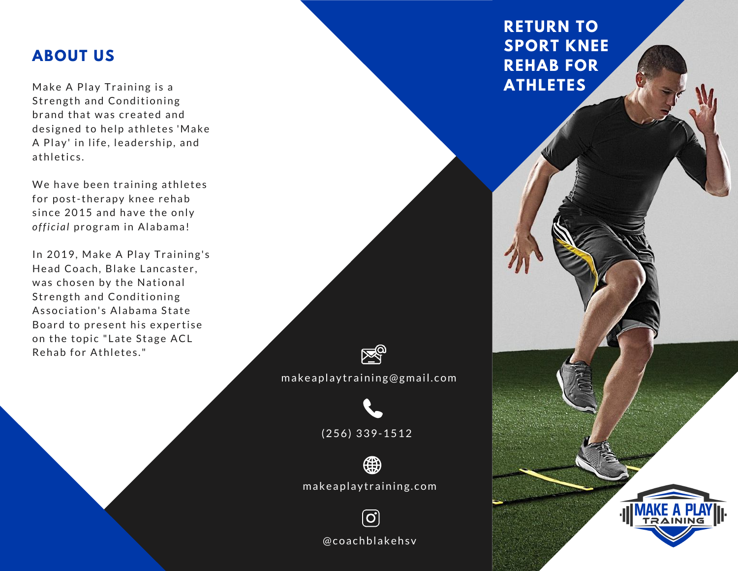## ABOUT US

Make A Play Training is a Strength and Conditioning brand that was created and designed to help athletes 'Make A Play' in life, leadership, and athletics.

We have been training athletes for post-therapy knee rehab since 2015 and have the only *official* program in Alabama!

In 2019, Make A Play Training's Head Coach, Blake Lancaster, was chosen by the National Strength and Conditioning Association's Alabama State Board to present his expertise on the topic "Late Stage ACL Rehab for Athletes."

makeaplaytraining@gmail.com

(256) 339-1512

makeaplaytraining.com

@coachblakehsv

# RETURN TO SPORT KNEE REHAB FOR ATHLETES

MAKE A PLAY TRAINING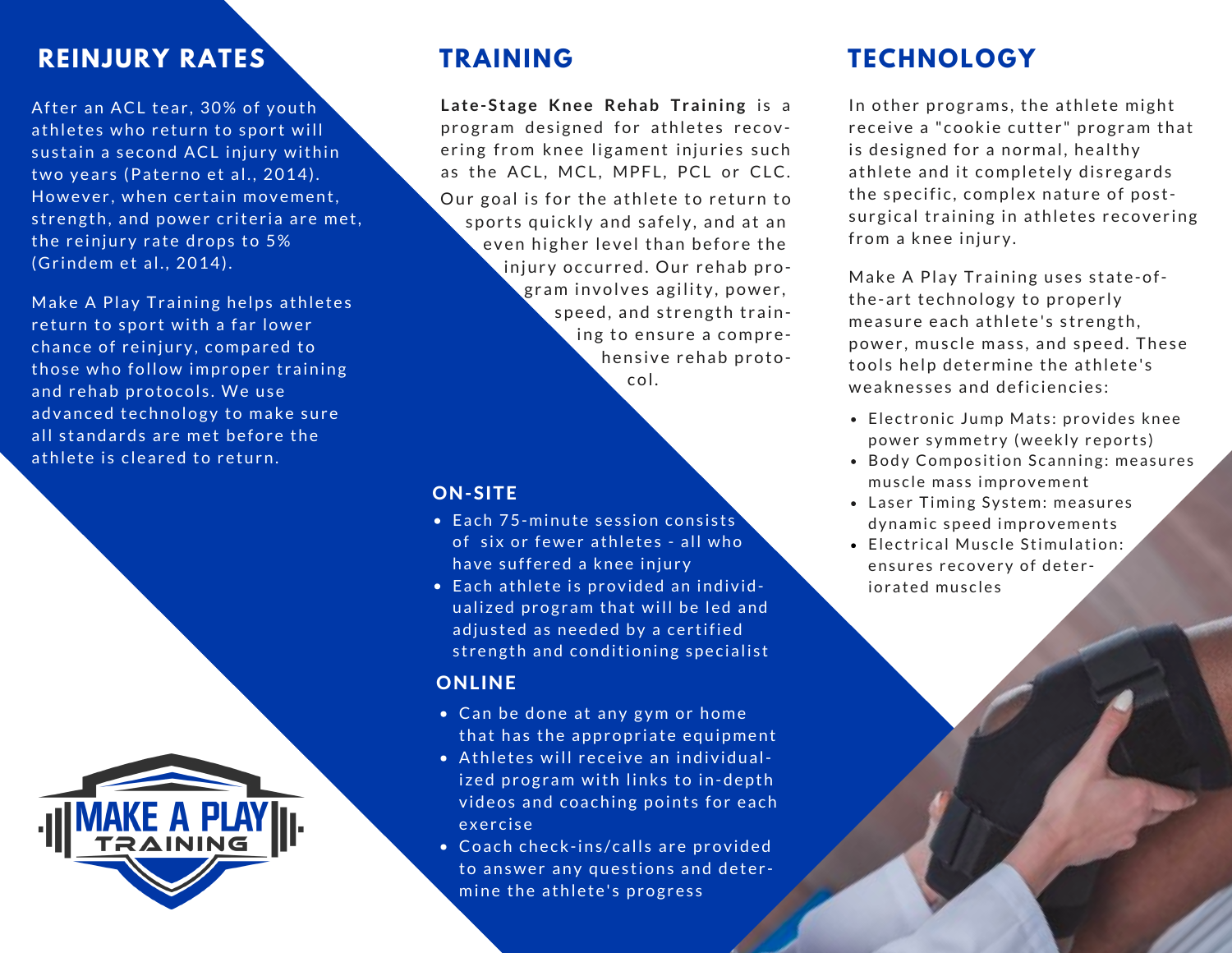## REINJURY RATES

After an ACL tear, 30% of youth athletes who return to sport will sustain a second ACL injury within two years (Paterno et al., 2014). However, when certain movement, strength, and power criteria are met, the reinjury rate drops to 5% (Grindem et al., 2014).

Make A Play Training helps athletes return to sport with a far lower chance of reinjury, compared to those who follow improper training and rehab protocols. We use advanced technology to make sure all standards are met before the athlete is cleared to return.

MAKE A PLAY TRAINING

## TRAINING

**Late-Stage Knee Rehab Training** is a program designed for athletes recovering from knee ligament injuries such as the ACL, MCL, MPFL, PCL or CLC. Our goal is for the athlete to return to sports quickly and safely, and at an even higher level than before the injury occurred. Our rehab program involves agility, power, speed, and strength training to ensure a comprehensive rehab protocol.

### ON-SITE

- Each 75-minute session consists of six or fewer athletes - all who have suffered a knee injury
- Each athlete is provided an individualized program that will be led and adjusted as needed by a certified strength and conditioning specialist

### ONLINE

- Can be done at any gym or home that has the appropriate equipment
- Athletes will receive an individualized program with links to in-depth videos and coaching points for each exercise
- Coach check-ins/calls are provided to answer any questions and determine the athlete's progress

## TECHNOLOGY

In other programs, the athlete might receive a "cookie cutter" program that is designed for a normal, healthy athlete and it completely disregards the specific, complex nature of post-surgical training in athletes recovering from a knee injury.

Make A Play Training uses state-of-the-art technology to properly measure each athlete's strength, power, muscle mass, and speed. These tools help determine the athlete's weaknesses and deficiencies:

- Electronic Jump Mats: provides knee power symmetry (weekly reports)
- Body Composition Scanning: measures muscle mass improvement
- Laser Timing System: measures dynamic speed improvements
- Electrical Muscle Stimulation: ensures recovery of deteriorated muscles